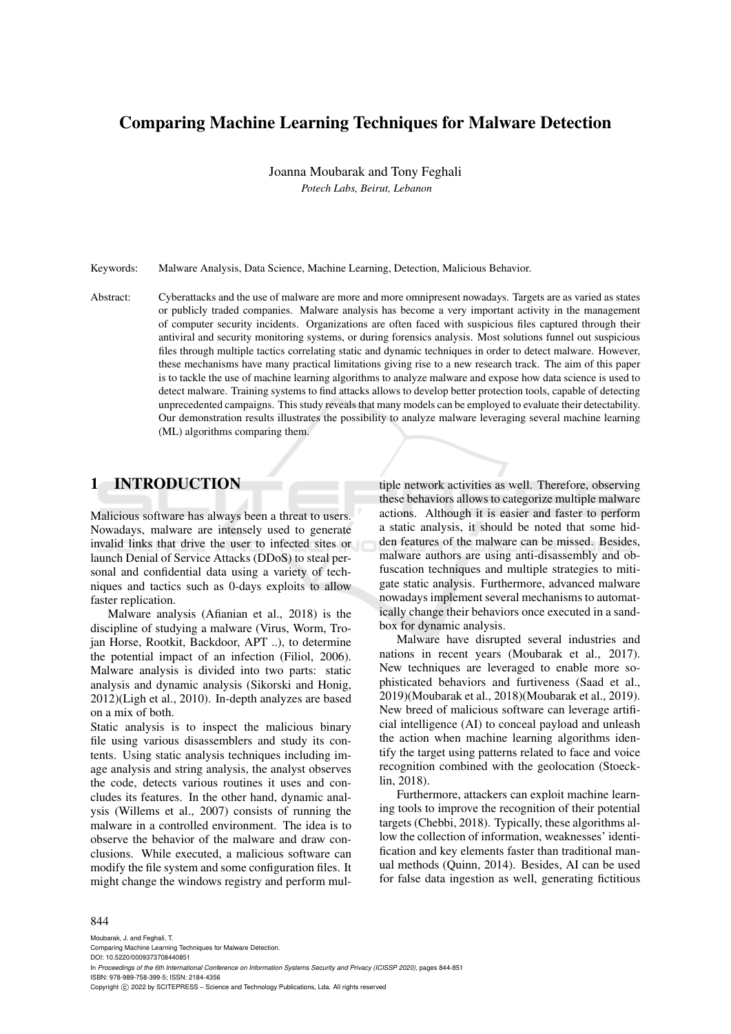# Comparing Machine Learning Techniques for Malware Detection

Joanna Moubarak and Tony Feghali

*Potech Labs, Beirut, Lebanon*

Keywords: Malware Analysis, Data Science, Machine Learning, Detection, Malicious Behavior.

Abstract: Cyberattacks and the use of malware are more and more omnipresent nowadays. Targets are as varied as states or publicly traded companies. Malware analysis has become a very important activity in the management of computer security incidents. Organizations are often faced with suspicious files captured through their antiviral and security monitoring systems, or during forensics analysis. Most solutions funnel out suspicious files through multiple tactics correlating static and dynamic techniques in order to detect malware. However, these mechanisms have many practical limitations giving rise to a new research track. The aim of this paper is to tackle the use of machine learning algorithms to analyze malware and expose how data science is used to detect malware. Training systems to find attacks allows to develop better protection tools, capable of detecting unprecedented campaigns. This study reveals that many models can be employed to evaluate their detectability. Our demonstration results illustrates the possibility to analyze malware leveraging several machine learning (ML) algorithms comparing them.

## 1 INTRODUCTION

Malicious software has always been a threat to users. Nowadays, malware are intensely used to generate invalid links that drive the user to infected sites or launch Denial of Service Attacks (DDoS) to steal personal and confidential data using a variety of techniques and tactics such as 0-days exploits to allow faster replication.

Malware analysis (Afianian et al., 2018) is the discipline of studying a malware (Virus, Worm, Trojan Horse, Rootkit, Backdoor, APT ..), to determine the potential impact of an infection (Filiol, 2006). Malware analysis is divided into two parts: static analysis and dynamic analysis (Sikorski and Honig, 2012)(Ligh et al., 2010). In-depth analyzes are based on a mix of both.

Static analysis is to inspect the malicious binary file using various disassemblers and study its contents. Using static analysis techniques including image analysis and string analysis, the analyst observes the code, detects various routines it uses and concludes its features. In the other hand, dynamic analysis (Willems et al., 2007) consists of running the malware in a controlled environment. The idea is to observe the behavior of the malware and draw conclusions. While executed, a malicious software can modify the file system and some configuration files. It might change the windows registry and perform multiple network activities as well. Therefore, observing these behaviors allows to categorize multiple malware actions. Although it is easier and faster to perform a static analysis, it should be noted that some hidden features of the malware can be missed. Besides, malware authors are using anti-disassembly and obfuscation techniques and multiple strategies to mitigate static analysis. Furthermore, advanced malware nowadays implement several mechanisms to automatically change their behaviors once executed in a sandbox for dynamic analysis.

Malware have disrupted several industries and nations in recent years (Moubarak et al., 2017). New techniques are leveraged to enable more sophisticated behaviors and furtiveness (Saad et al., 2019)(Moubarak et al., 2018)(Moubarak et al., 2019). New breed of malicious software can leverage artificial intelligence (AI) to conceal payload and unleash the action when machine learning algorithms identify the target using patterns related to face and voice recognition combined with the geolocation (Stoecklin, 2018).

Furthermore, attackers can exploit machine learning tools to improve the recognition of their potential targets (Chebbi, 2018). Typically, these algorithms allow the collection of information, weaknesses' identification and key elements faster than traditional manual methods (Quinn, 2014). Besides, AI can be used for false data ingestion as well, generating fictitious

Moubarak, J. and Feghali, T.
Comparing Machine Learning Techniques for Malware Detection.
DOI: 10.5220/0009373708440851
In *Proceedings of the 6th International Conference on Information Systems Security and Privacy (ICISSP 2020)*, pages 844-851
ISBN: 978-989-758-399-5; ISSN: 2184-4356
Copyright © 2022 by SCITEPRESS – Science and Technology Publications, Lda. All rights reserved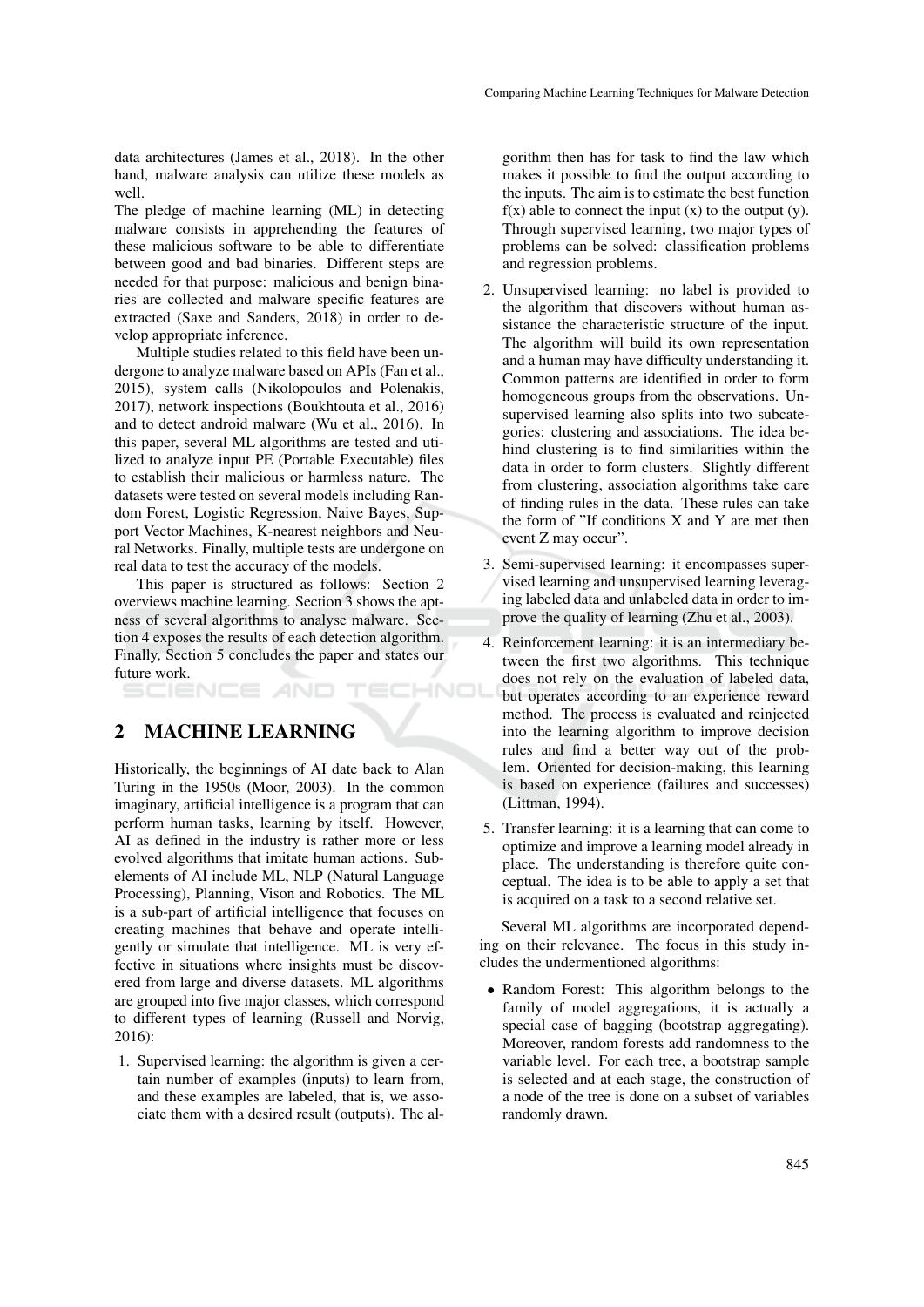data architectures (James et al., 2018). In the other hand, malware analysis can utilize these models as well.
The pledge of machine learning (ML) in detecting malware consists in apprehending the features of these malicious software to be able to differentiate between good and bad binaries. Different steps are needed for that purpose: malicious and benign binaries are collected and malware specific features are extracted (Saxe and Sanders, 2018) in order to develop appropriate inference.

Multiple studies related to this field have been undergone to analyze malware based on APIs (Fan et al., 2015), system calls (Nikolopoulos and Polenakis, 2017), network inspections (Boukhtouta et al., 2016) and to detect android malware (Wu et al., 2016). In this paper, several ML algorithms are tested and utilized to analyze input PE (Portable Executable) files to establish their malicious or harmless nature. The datasets were tested on several models including Random Forest, Logistic Regression, Naive Bayes, Support Vector Machines, K-nearest neighbors and Neural Networks. Finally, multiple tests are undergone on real data to test the accuracy of the models.

This paper is structured as follows: Section 2 overviews machine learning. Section 3 shows the aptness of several algorithms to analyse malware. Section 4 exposes the results of each detection algorithm. Finally, Section 5 concludes the paper and states our future work.

## 2 MACHINE LEARNING

Historically, the beginnings of AI date back to Alan Turing in the 1950s (Moor, 2003). In the common imaginary, artificial intelligence is a program that can perform human tasks, learning by itself. However, AI as defined in the industry is rather more or less evolved algorithms that imitate human actions. Subelements of AI include ML, NLP (Natural Language Processing), Planning, Vison and Robotics. The ML is a sub-part of artificial intelligence that focuses on creating machines that behave and operate intelligently or simulate that intelligence. ML is very effective in situations where insights must be discovered from large and diverse datasets. ML algorithms are grouped into five major classes, which correspond to different types of learning (Russell and Norvig, 2016):

1. Supervised learning: the algorithm is given a certain number of examples (inputs) to learn from, and these examples are labeled, that is, we associate them with a desired result (outputs). The algorithm then has for task to find the law which makes it possible to find the output according to the inputs. The aim is to estimate the best function $f(x)$ able to connect the input $(x)$ to the output $(y)$. Through supervised learning, two major types of problems can be solved: classification problems and regression problems.
2. Unsupervised learning: no label is provided to the algorithm that discovers without human assistance the characteristic structure of the input. The algorithm will build its own representation and a human may have difficulty understanding it. Common patterns are identified in order to form homogeneous groups from the observations. Unsupervised learning also splits into two subcategories: clustering and associations. The idea behind clustering is to find similarities within the data in order to form clusters. Slightly different from clustering, association algorithms take care of finding rules in the data. These rules can take the form of "If conditions X and Y are met then event Z may occur".
3. Semi-supervised learning: it encompasses supervised learning and unsupervised learning leveraging labeled data and unlabeled data in order to improve the quality of learning (Zhu et al., 2003).
4. Reinforcement learning: it is an intermediary between the first two algorithms. This technique does not rely on the evaluation of labeled data, but operates according to an experience reward method. The process is evaluated and reinjected into the learning algorithm to improve decision rules and find a better way out of the problem. Oriented for decision-making, this learning is based on experience (failures and successes) (Littman, 1994).
5. Transfer learning: it is a learning that can come to optimize and improve a learning model already in place. The understanding is therefore quite conceptual. The idea is to be able to apply a set that is acquired on a task to a second relative set.

Several ML algorithms are incorporated depending on their relevance. The focus in this study includes the undermentioned algorithms:

- Random Forest: This algorithm belongs to the family of model aggregations, it is actually a special case of bagging (bootstrap aggregating). Moreover, random forests add randomness to the variable level. For each tree, a bootstrap sample is selected and at each stage, the construction of a node of the tree is done on a subset of variables randomly drawn.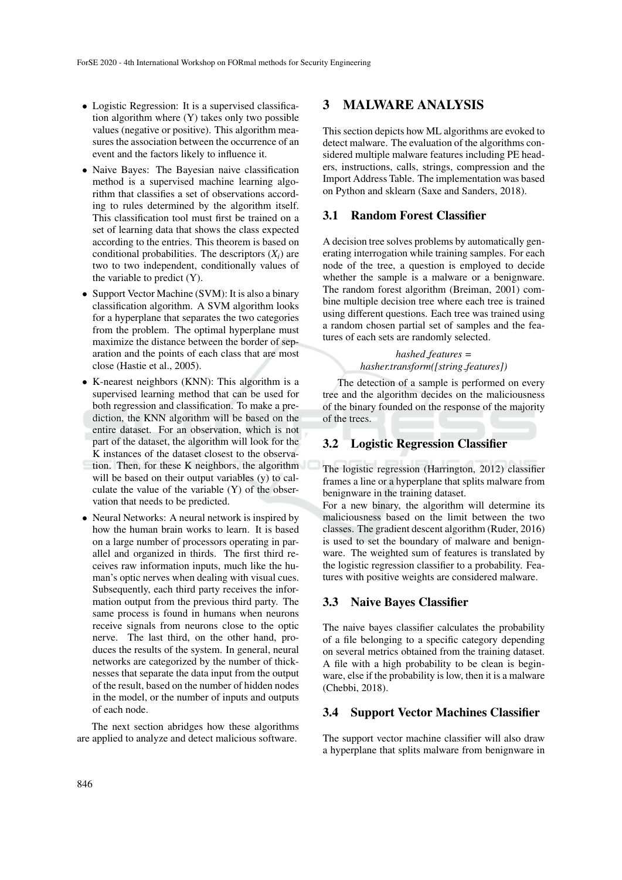- Logistic Regression: It is a supervised classification algorithm where (Y) takes only two possible values (negative or positive). This algorithm measures the association between the occurrence of an event and the factors likely to influence it.
- Naive Bayes: The Bayesian naive classification method is a supervised machine learning algorithm that classifies a set of observations according to rules determined by the algorithm itself. This classification tool must first be trained on a set of learning data that shows the class expected according to the entries. This theorem is based on conditional probabilities. The descriptors ($X_i$) are two to two independent, conditionally values of the variable to predict (Y).
- Support Vector Machine (SVM): It is also a binary classification algorithm. A SVM algorithm looks for a hyperplane that separates the two categories from the problem. The optimal hyperplane must maximize the distance between the border of separation and the points of each class that are most close (Hastie et al., 2005).
- K-nearest neighbors (KNN): This algorithm is a supervised learning method that can be used for both regression and classification. To make a prediction, the KNN algorithm will be based on the entire dataset. For an observation, which is not part of the dataset, the algorithm will look for the K instances of the dataset closest to the observation. Then, for these K neighbors, the algorithm will be based on their output variables (y) to calculate the value of the variable (Y) of the observation that needs to be predicted.
- Neural Networks: A neural network is inspired by how the human brain works to learn. It is based on a large number of processors operating in parallel and organized in thirds. The first third receives raw information inputs, much like the human's optic nerves when dealing with visual cues. Subsequently, each third party receives the information output from the previous third party. The same process is found in humans when neurons receive signals from neurons close to the optic nerve. The last third, on the other hand, produces the results of the system. In general, neural networks are categorized by the number of thicknesses that separate the data input from the output of the result, based on the number of hidden nodes in the model, or the number of inputs and outputs of each node.

The next section abridges how these algorithms are applied to analyze and detect malicious software.

# 3 MALWARE ANALYSIS

This section depicts how ML algorithms are evoked to detect malware. The evaluation of the algorithms considered multiple malware features including PE headers, instructions, calls, strings, compression and the Import Address Table. The implementation was based on Python and sklearn (Saxe and Sanders, 2018).

## 3.1 Random Forest Classifier

A decision tree solves problems by automatically generating interrogation while training samples. For each node of the tree, a question is employed to decide whether the sample is a malware or a benignware. The random forest algorithm (Breiman, 2001) combine multiple decision tree where each tree is trained using different questions. Each tree was trained using a random chosen partial set of samples and the features of each sets are randomly selected.

*hashed_features = hasher.transform([string_features])*

The detection of a sample is performed on every tree and the algorithm decides on the maliciousness of the binary founded on the response of the majority of the trees.

## 3.2 Logistic Regression Classifier

The logistic regression (Harrington, 2012) classifier frames a line or a hyperplane that splits malware from benignware in the training dataset.

For a new binary, the algorithm will determine its maliciousness based on the limit between the two classes. The gradient descent algorithm (Ruder, 2016) is used to set the boundary of malware and benignware. The weighted sum of features is translated by the logistic regression classifier to a probability. Features with positive weights are considered malware.

## 3.3 Naive Bayes Classifier

The naive bayes classifier calculates the probability of a file belonging to a specific category depending on several metrics obtained from the training dataset. A file with a high probability to be clean is beginware, else if the probability is low, then it is a malware (Chebbi, 2018).

## 3.4 Support Vector Machines Classifier

The support vector machine classifier will also draw a hyperplane that splits malware from benignware in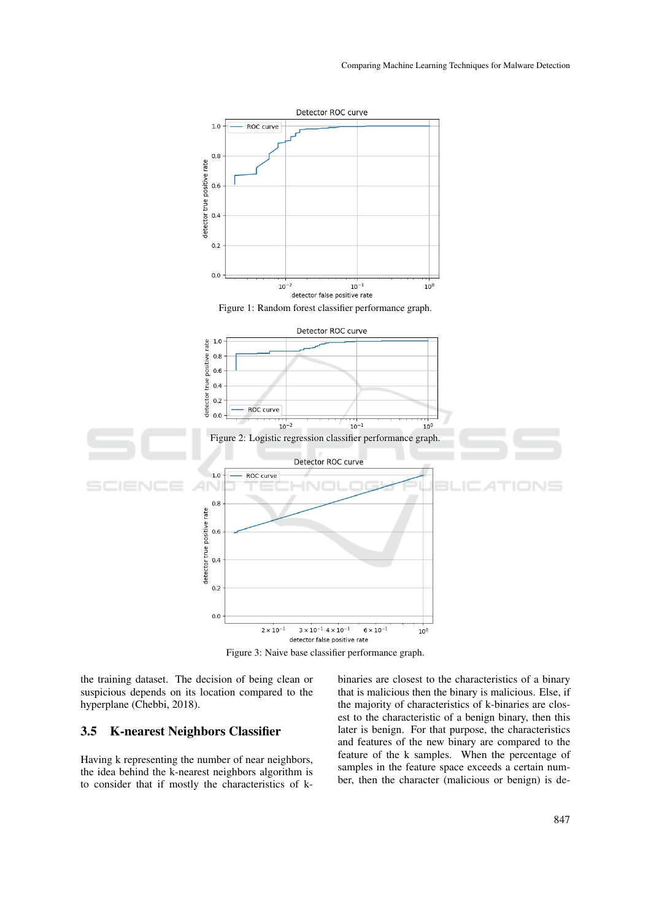Figure 1: Random forest classifier performance graph.

Figure 2: Logistic regression classifier performance graph.

Figure 3: Naive base classifier performance graph.

the training dataset. The decision of being clean or suspicious depends on its location compared to the hyperplane (Chebbi, 2018).

### 3.5 K-nearest Neighbors Classifier

Having k representing the number of near neighbors, the idea behind the k-nearest neighbors algorithm is to consider that if mostly the characteristics of k-binaries are closest to the characteristics of a binary that is malicious then the binary is malicious. Else, if the majority of characteristics of k-binaries are closest to the characteristic of a benign binary, then this later is benign. For that purpose, the characteristics and features of the new binary are compared to the feature of the k samples. When the percentage of samples in the feature space exceeds a certain number, then the character (malicious or benign) is de-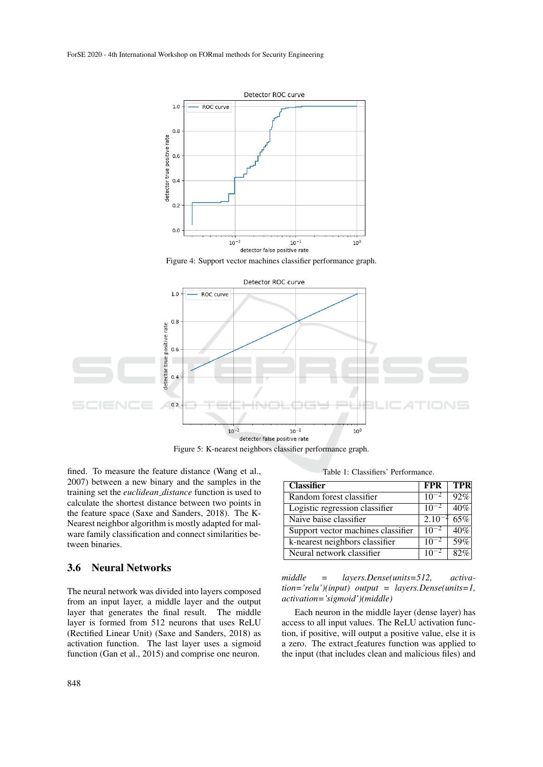Figure 4: Support vector machines classifier performance graph.

Figure 5: K-nearest neighbors classifier performance graph.

fined. To measure the feature distance (Wang et al., 2007) between a new binary and the samples in the training set the *euclidean_distance* function is used to calculate the shortest distance between two points in the feature space (Saxe and Sanders, 2018). The K-Nearest neighbor algorithm is mostly adapted for malware family classification and connect similarities between binaries.

### 3.6 Neural Networks

The neural network was divided into layers composed from an input layer, a middle layer and the output layer that generates the final result. The middle layer is formed from 512 neurons that uses ReLU (Rectified Linear Unit) (Saxe and Sanders, 2018) as activation function. The last layer uses a sigmoid function (Gan et al., 2015) and comprise one neuron.

Table 1: Classifiers' Performance.

| Classifier | FPR | TPR |
|---|---|---|
| Random forest classifier | $10^{-2}$ | 92% |
| Logistic regression classifier | $10^{-2}$ | 40% |
| Naive baise classifier | $2.10^{-2}$ | 65% |
| Support vector machines classifier | $10^{-2}$ | 40% |
| k-nearest neighbors classifier | $10^{-2}$ | 59% |
| Neural network classifier | $10^{-2}$ | 82% |

*middle = layers.Dense(units=512, activation='relu')(input) output = layers.Dense(units=1, activation='sigmoid')(middle)*

Each neuron in the middle layer (dense layer) has access to all input values. The ReLU activation function, if positive, will output a positive value, else it is a zero. The extract_features function was applied to the input (that includes clean and malicious files) and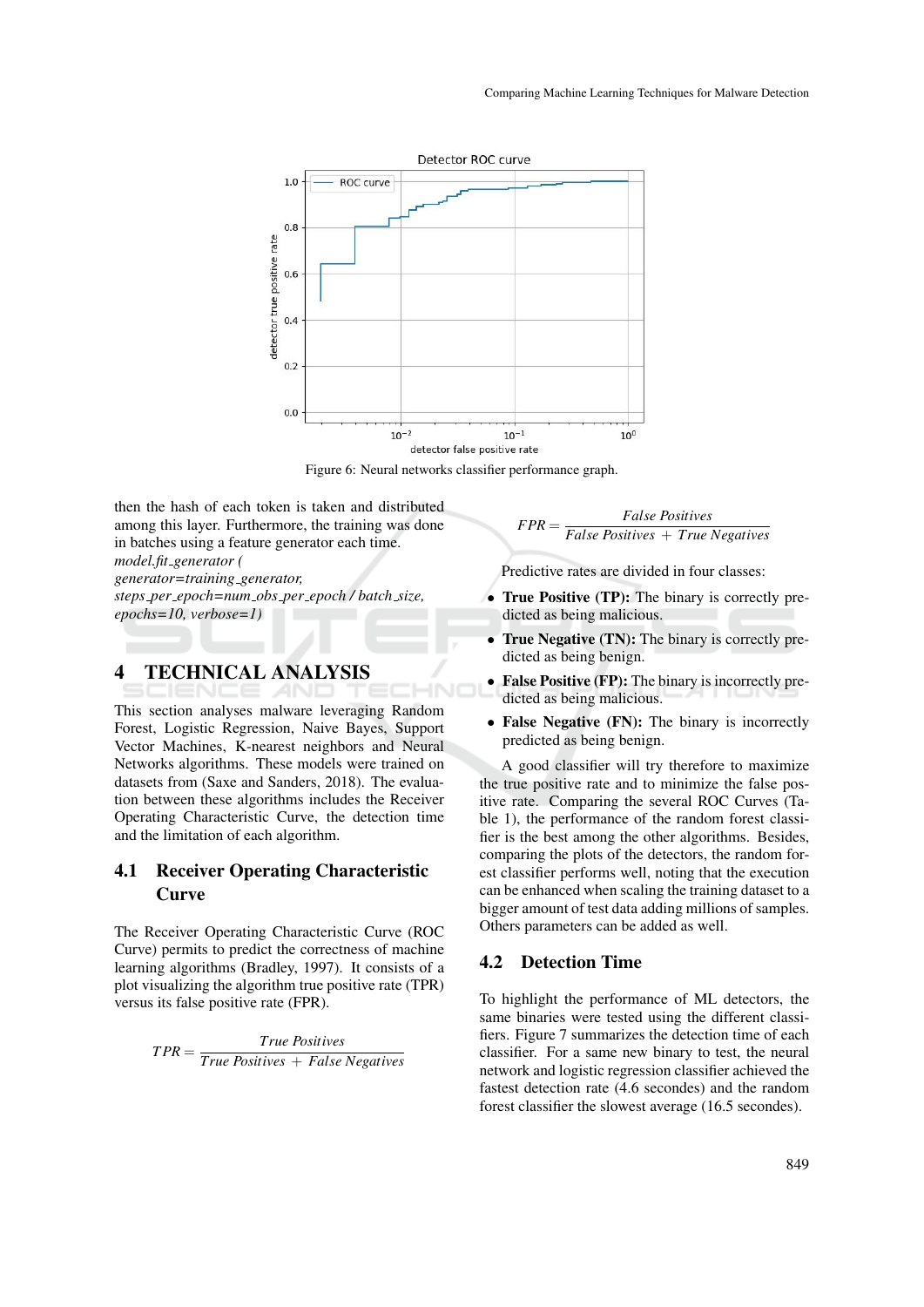Figure 6: Neural networks classifier performance graph.

then the hash of each token is taken and distributed among this layer. Furthermore, the training was done in batches using a feature generator each time.
*model.fit_generator (*
*generator=training_generator,*
*steps_per_epoch=num_obs_per_epoch / batch_size,*
*epochs=10, verbose=1)*

# 4 TECHNICAL ANALYSIS

This section analyses malware leveraging Random Forest, Logistic Regression, Naive Bayes, Support Vector Machines, K-nearest neighbors and Neural Networks algorithms. These models were trained on datasets from (Saxe and Sanders, 2018). The evaluation between these algorithms includes the Receiver Operating Characteristic Curve, the detection time and the limitation of each algorithm.

## 4.1 Receiver Operating Characteristic Curve

The Receiver Operating Characteristic Curve (ROC Curve) permits to predict the correctness of machine learning algorithms (Bradley, 1997). It consists of a plot visualizing the algorithm true positive rate (TPR) versus its false positive rate (FPR).

$$TPR = \frac{True\ Positives}{True\ Positives\ +\ False\ Negatives}$$

$$FPR = \frac{False\ Positives}{False\ Positives\ +\ True\ Negatives}$$

Predictive rates are divided in four classes:

- **True Positive (TP):** The binary is correctly predicted as being malicious.
- **True Negative (TN):** The binary is correctly predicted as being benign.
- **False Positive (FP):** The binary is incorrectly predicted as being malicious.
- **False Negative (FN):** The binary is incorrectly predicted as being benign.

A good classifier will try therefore to maximize the true positive rate and to minimize the false positive rate. Comparing the several ROC Curves (Table 1), the performance of the random forest classifier is the best among the other algorithms. Besides, comparing the plots of the detectors, the random forest classifier performs well, noting that the execution can be enhanced when scaling the training dataset to a bigger amount of test data adding millions of samples. Others parameters can be added as well.

## 4.2 Detection Time

To highlight the performance of ML detectors, the same binaries were tested using the different classifiers. Figure 7 summarizes the detection time of each classifier. For a same new binary to test, the neural network and logistic regression classifier achieved the fastest detection rate (4.6 secondes) and the random forest classifier the slowest average (16.5 secondes).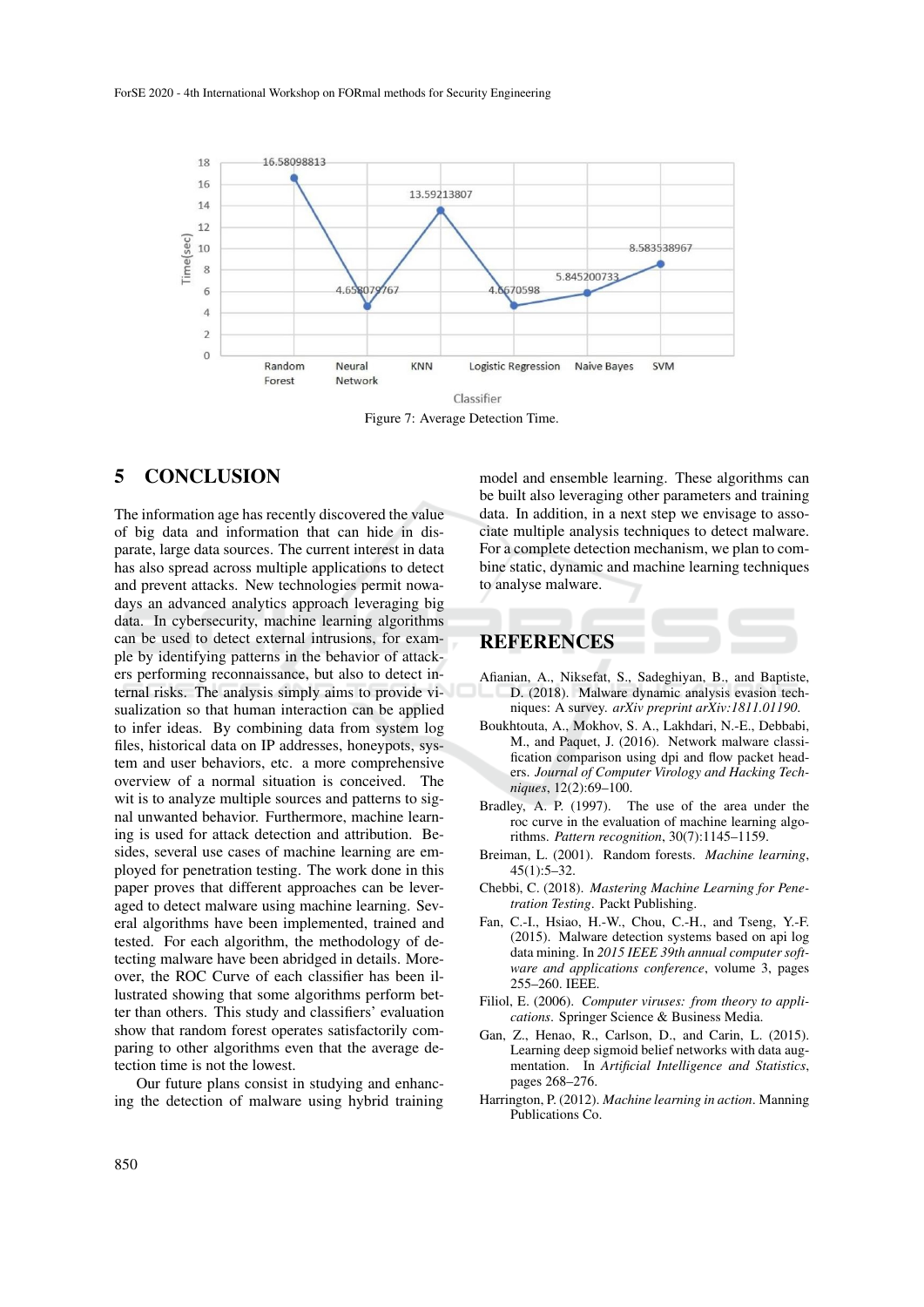Figure 7: Average Detection Time.

## 5 CONCLUSION

The information age has recently discovered the value of big data and information that can hide in disparate, large data sources. The current interest in data has also spread across multiple applications to detect and prevent attacks. New technologies permit nowadays an advanced analytics approach leveraging big data. In cybersecurity, machine learning algorithms can be used to detect external intrusions, for example by identifying patterns in the behavior of attackers performing reconnaissance, but also to detect internal risks. The analysis simply aims to provide visualization so that human interaction can be applied to infer ideas. By combining data from system log files, historical data on IP addresses, honeypots, system and user behaviors, etc. a more comprehensive overview of a normal situation is conceived. The wit is to analyze multiple sources and patterns to signal unwanted behavior. Furthermore, machine learning is used for attack detection and attribution. Besides, several use cases of machine learning are employed for penetration testing. The work done in this paper proves that different approaches can be leveraged to detect malware using machine learning. Several algorithms have been implemented, trained and tested. For each algorithm, the methodology of detecting malware have been abridged in details. Moreover, the ROC Curve of each classifier has been illustrated showing that some algorithms perform better than others. This study and classifiers' evaluation show that random forest operates satisfactorily comparing to other algorithms even that the average detection time is not the lowest.

Our future plans consist in studying and enhancing the detection of malware using hybrid training model and ensemble learning. These algorithms can be built also leveraging other parameters and training data. In addition, in a next step we envisage to associate multiple analysis techniques to detect malware. For a complete detection mechanism, we plan to combine static, dynamic and machine learning techniques to analyse malware.

## REFERENCES

Afianian, A., Niksefat, S., Sadeghiyan, B., and Baptiste, D. (2018). Malware dynamic analysis evasion techniques: A survey. *arXiv preprint arXiv:1811.01190.*

Boukhtouta, A., Mokhov, S. A., Lakhdari, N.-E., Debbabi, M., and Paquet, J. (2016). Network malware classification comparison using dpi and flow packet headers. *Journal of Computer Virology and Hacking Techniques*, 12(2):69–100.

Bradley, A. P. (1997). The use of the area under the roc curve in the evaluation of machine learning algorithms. *Pattern recognition*, 30(7):1145–1159.

Breiman, L. (2001). Random forests. *Machine learning*, 45(1):5–32.

Chebbi, C. (2018). *Mastering Machine Learning for Penetration Testing*. Packt Publishing.

Fan, C.-I., Hsiao, H.-W., Chou, C.-H., and Tseng, Y.-F. (2015). Malware detection systems based on api log data mining. In *2015 IEEE 39th annual computer software and applications conference*, volume 3, pages 255–260. IEEE.

Filiol, E. (2006). *Computer viruses: from theory to applications*. Springer Science & Business Media.

Gan, Z., Henao, R., Carlson, D., and Carin, L. (2015). Learning deep sigmoid belief networks with data augmentation. In *Artificial Intelligence and Statistics*, pages 268–276.

Harrington, P. (2012). *Machine learning in action*. Manning Publications Co.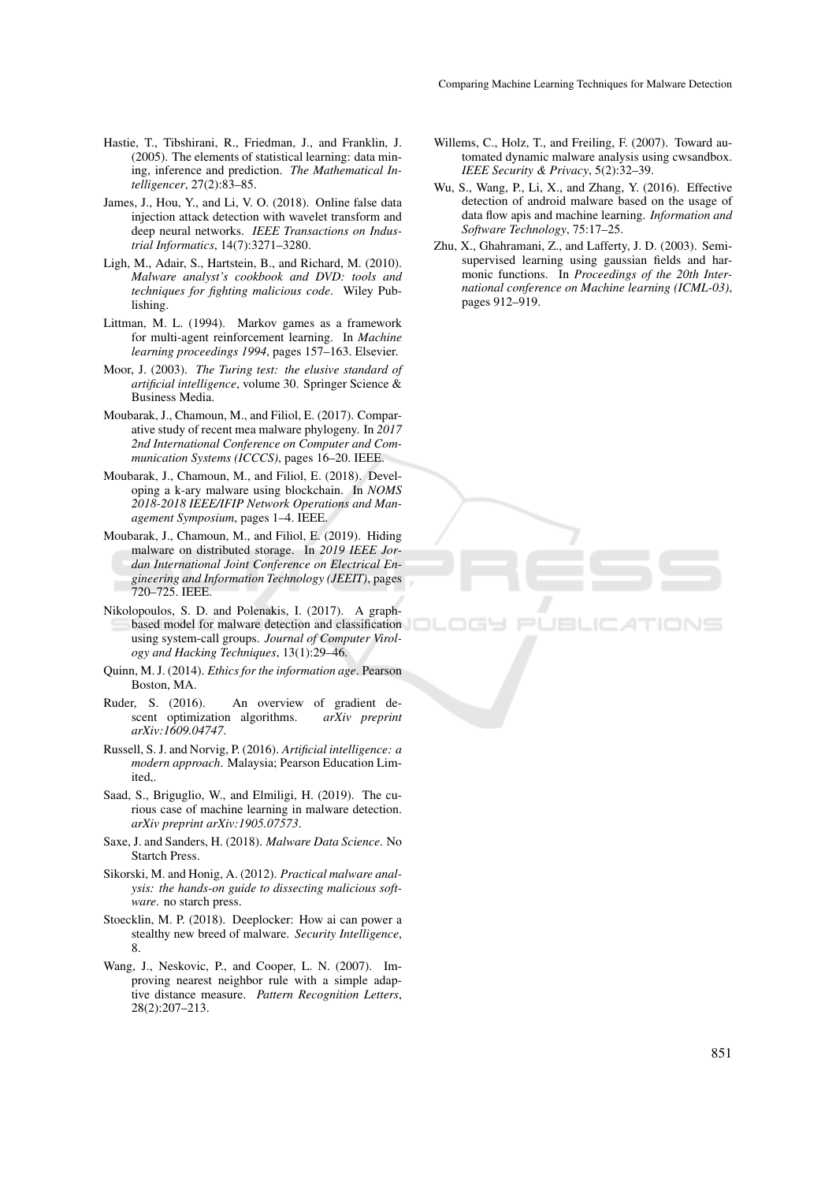Hastie, T., Tibshirani, R., Friedman, J., and Franklin, J. (2005). The elements of statistical learning: data mining, inference and prediction. *The Mathematical Intelligencer*, 27(2):83–85.

James, J., Hou, Y., and Li, V. O. (2018). Online false data injection attack detection with wavelet transform and deep neural networks. *IEEE Transactions on Industrial Informatics*, 14(7):3271–3280.

Ligh, M., Adair, S., Hartstein, B., and Richard, M. (2010). *Malware analyst's cookbook and DVD: tools and techniques for fighting malicious code*. Wiley Publishing.

Littman, M. L. (1994). Markov games as a framework for multi-agent reinforcement learning. In *Machine learning proceedings 1994*, pages 157–163. Elsevier.

Moor, J. (2003). *The Turing test: the elusive standard of artificial intelligence*, volume 30. Springer Science & Business Media.

Moubarak, J., Chamoun, M., and Filiol, E. (2017). Comparative study of recent mea malware phylogeny. In *2017 2nd International Conference on Computer and Communication Systems (ICCCS)*, pages 16–20. IEEE.

Moubarak, J., Chamoun, M., and Filiol, E. (2018). Developing a k-ary malware using blockchain. In *NOMS 2018-2018 IEEE/IFIP Network Operations and Management Symposium*, pages 1–4. IEEE.

Moubarak, J., Chamoun, M., and Filiol, E. (2019). Hiding malware on distributed storage. In *2019 IEEE Jordan International Joint Conference on Electrical Engineering and Information Technology (JEEIT)*, pages 720–725. IEEE.

Nikolopoulos, S. D. and Polenakis, I. (2017). A graph-based model for malware detection and classification using system-call groups. *Journal of Computer Virology and Hacking Techniques*, 13(1):29–46.

Quinn, M. J. (2014). *Ethics for the information age*. Pearson Boston, MA.

Ruder, S. (2016). An overview of gradient descent optimization algorithms. *arXiv preprint arXiv:1609.04747*.

Russell, S. J. and Norvig, P. (2016). *Artificial intelligence: a modern approach*. Malaysia; Pearson Education Limited,.

Saad, S., Briguglio, W., and Elmiligi, H. (2019). The curious case of machine learning in malware detection. *arXiv preprint arXiv:1905.07573*.

Saxe, J. and Sanders, H. (2018). *Malware Data Science*. No Startch Press.

Sikorski, M. and Honig, A. (2012). *Practical malware analysis: the hands-on guide to dissecting malicious software*. no starch press.

Stoecklin, M. P. (2018). Deeplocker: How ai can power a stealthy new breed of malware. *Security Intelligence*, 8.

Wang, J., Neskovic, P., and Cooper, L. N. (2007). Improving nearest neighbor rule with a simple adaptive distance measure. *Pattern Recognition Letters*, 28(2):207–213.

Willems, C., Holz, T., and Freiling, F. (2007). Toward automated dynamic malware analysis using cwsandbox. *IEEE Security & Privacy*, 5(2):32–39.

Wu, S., Wang, P., Li, X., and Zhang, Y. (2016). Effective detection of android malware based on the usage of data flow apis and machine learning. *Information and Software Technology*, 75:17–25.

Zhu, X., Ghahramani, Z., and Lafferty, J. D. (2003). Semi-supervised learning using gaussian fields and harmonic functions. In *Proceedings of the 20th International conference on Machine learning (ICML-03)*, pages 912–919.